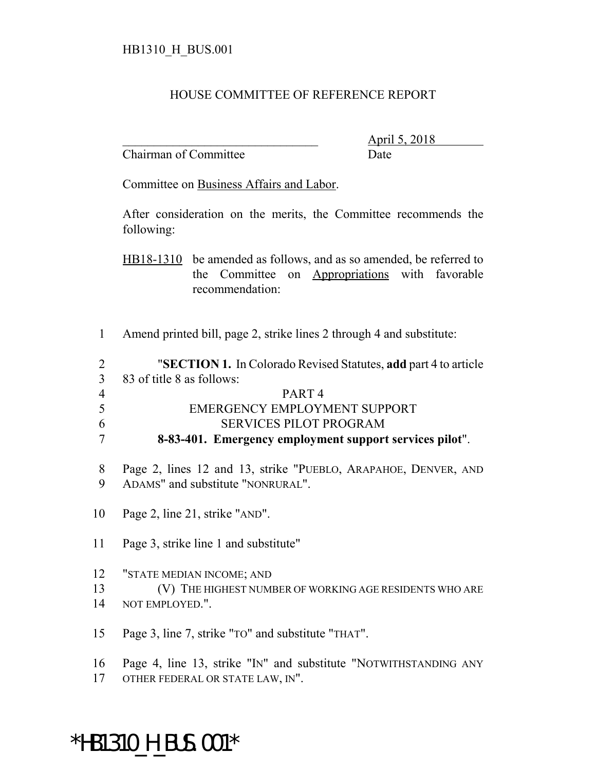HB1310_H_BUS.001

# HOUSE COMMITTEE OF REFERENCE REPORT

_______________________________ April 5, 2018
Chairman of Committee Date

Committee on Business Affairs and Labor.

After consideration on the merits, the Committee recommends the following:

HB18-1310 be amended as follows, and as so amended, be referred to the Committee on Appropriations with favorable recommendation:

1 Amend printed bill, page 2, strike lines 2 through 4 and substitute:

2 "**SECTION 1.** In Colorado Revised Statutes, **add** part 4 to article
3 83 of title 8 as follows:
4 PART 4
5 EMERGENCY EMPLOYMENT SUPPORT
6 SERVICES PILOT PROGRAM
7 **8-83-401. Emergency employment support services pilot**".

8 Page 2, lines 12 and 13, strike "PUEBLO, ARAPAHOE, DENVER, AND
9 ADAMS" and substitute "NONRURAL".

10 Page 2, line 21, strike "AND".

11 Page 3, strike line 1 and substitute"

12 "STATE MEDIAN INCOME; AND
13 (V) THE HIGHEST NUMBER OF WORKING AGE RESIDENTS WHO ARE
14 NOT EMPLOYED.".

15 Page 3, line 7, strike "TO" and substitute "THAT".

16 Page 4, line 13, strike "IN" and substitute "NOTWITHSTANDING ANY
17 OTHER FEDERAL OR STATE LAW, IN".

*HB1310_H_BUS.001*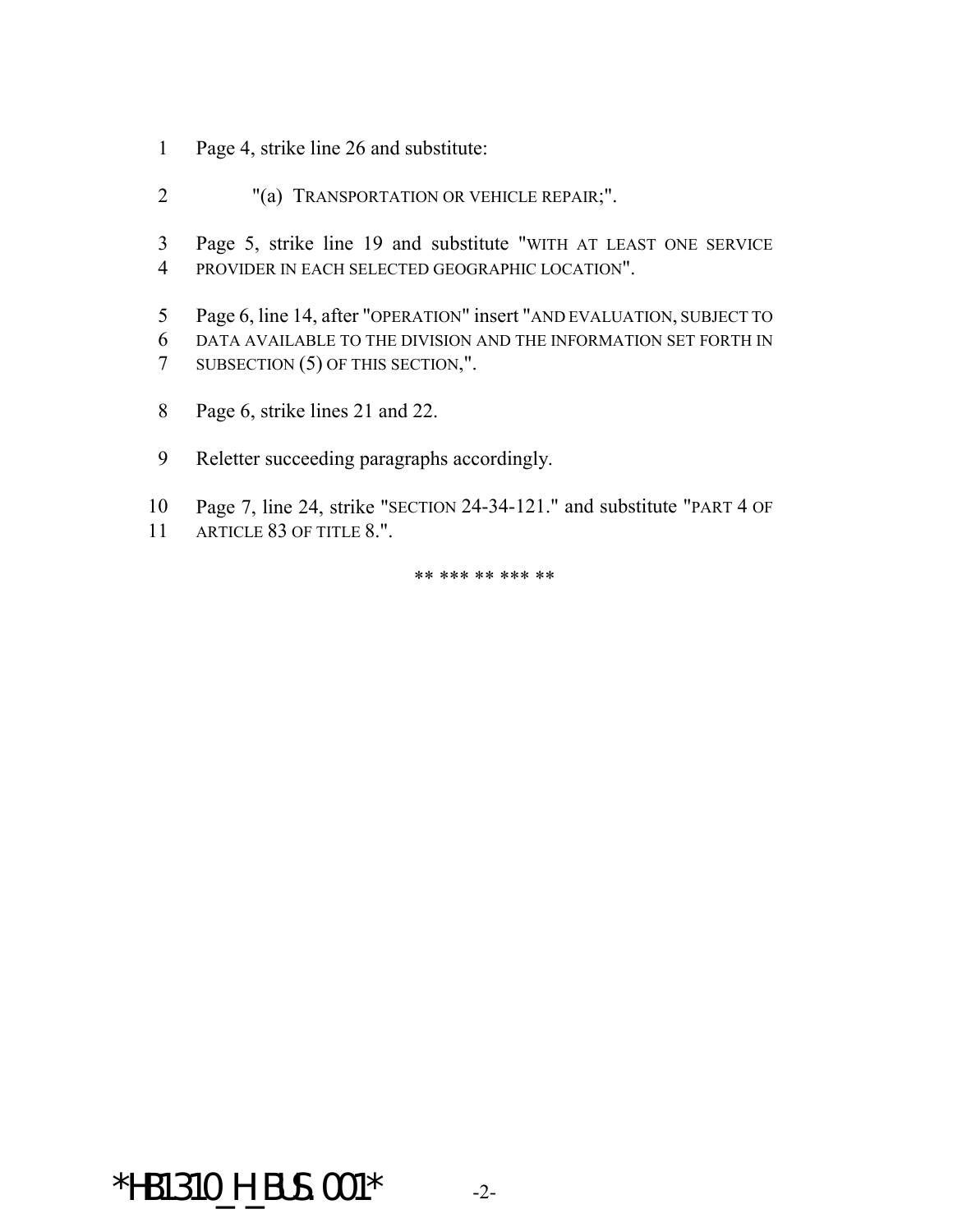Page 4, strike line 26 and substitute:

"(a) TRANSPORTATION OR VEHICLE REPAIR;".

Page 5, strike line 19 and substitute "WITH AT LEAST ONE SERVICE PROVIDER IN EACH SELECTED GEOGRAPHIC LOCATION".

Page 6, line 14, after "OPERATION" insert "AND EVALUATION, SUBJECT TO DATA AVAILABLE TO THE DIVISION AND THE INFORMATION SET FORTH IN SUBSECTION (5) OF THIS SECTION,".

Page 6, strike lines 21 and 22.

Reletter succeeding paragraphs accordingly.

Page 7, line 24, strike "SECTION 24-34-121." and substitute "PART 4 OF ARTICLE 83 OF TITLE 8.".

** *** ** *** **

*HB1310_H_BUS.001*